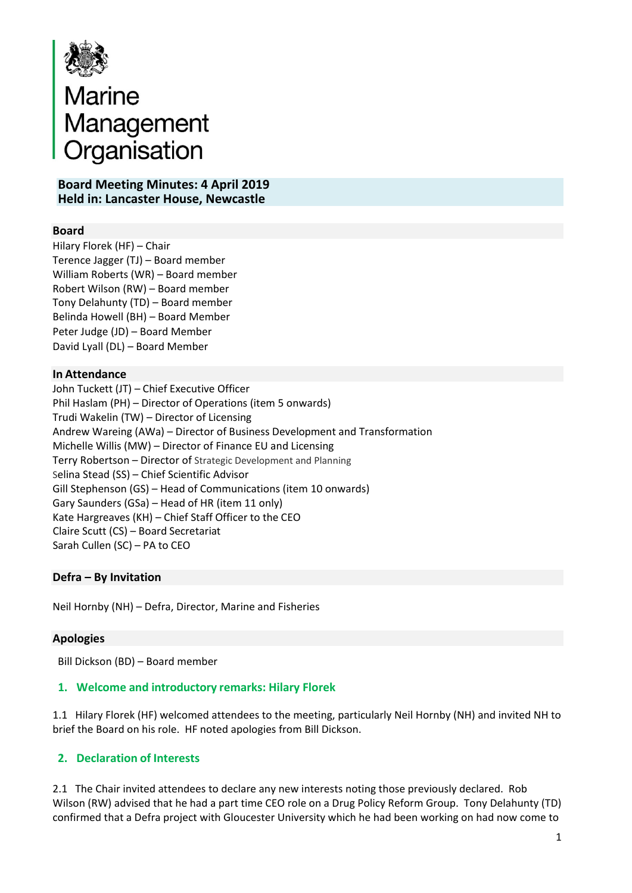# Marine Management Organisation

## Board Meeting Minutes: 4 April 2019
## Held in: Lancaster House, Newcastle

### Board

Hilary Florek (HF) – Chair
Terence Jagger (TJ) – Board member
William Roberts (WR) – Board member
Robert Wilson (RW) – Board member
Tony Delahunty (TD) – Board member
Belinda Howell (BH) – Board Member
Peter Judge (JD) – Board Member
David Lyall (DL) – Board Member

### In Attendance

John Tuckett (JT) – Chief Executive Officer
Phil Haslam (PH) – Director of Operations (item 5 onwards)
Trudi Wakelin (TW) – Director of Licensing
Andrew Wareing (AWa) – Director of Business Development and Transformation
Michelle Willis (MW) – Director of Finance EU and Licensing
Terry Robertson – Director of Strategic Development and Planning
Selina Stead (SS) – Chief Scientific Advisor
Gill Stephenson (GS) – Head of Communications (item 10 onwards)
Gary Saunders (GSa) – Head of HR (item 11 only)
Kate Hargreaves (KH) – Chief Staff Officer to the CEO
Claire Scutt (CS) – Board Secretariat
Sarah Cullen (SC) – PA to CEO

### Defra – By Invitation

Neil Hornby (NH) – Defra, Director, Marine and Fisheries

### Apologies

Bill Dickson (BD) – Board member

## 1. Welcome and introductory remarks: Hilary Florek

1.1 Hilary Florek (HF) welcomed attendees to the meeting, particularly Neil Hornby (NH) and invited NH to brief the Board on his role. HF noted apologies from Bill Dickson.

## 2. Declaration of Interests

2.1 The Chair invited attendees to declare any new interests noting those previously declared. Rob Wilson (RW) advised that he had a part time CEO role on a Drug Policy Reform Group. Tony Delahunty (TD) confirmed that a Defra project with Gloucester University which he had been working on had now come to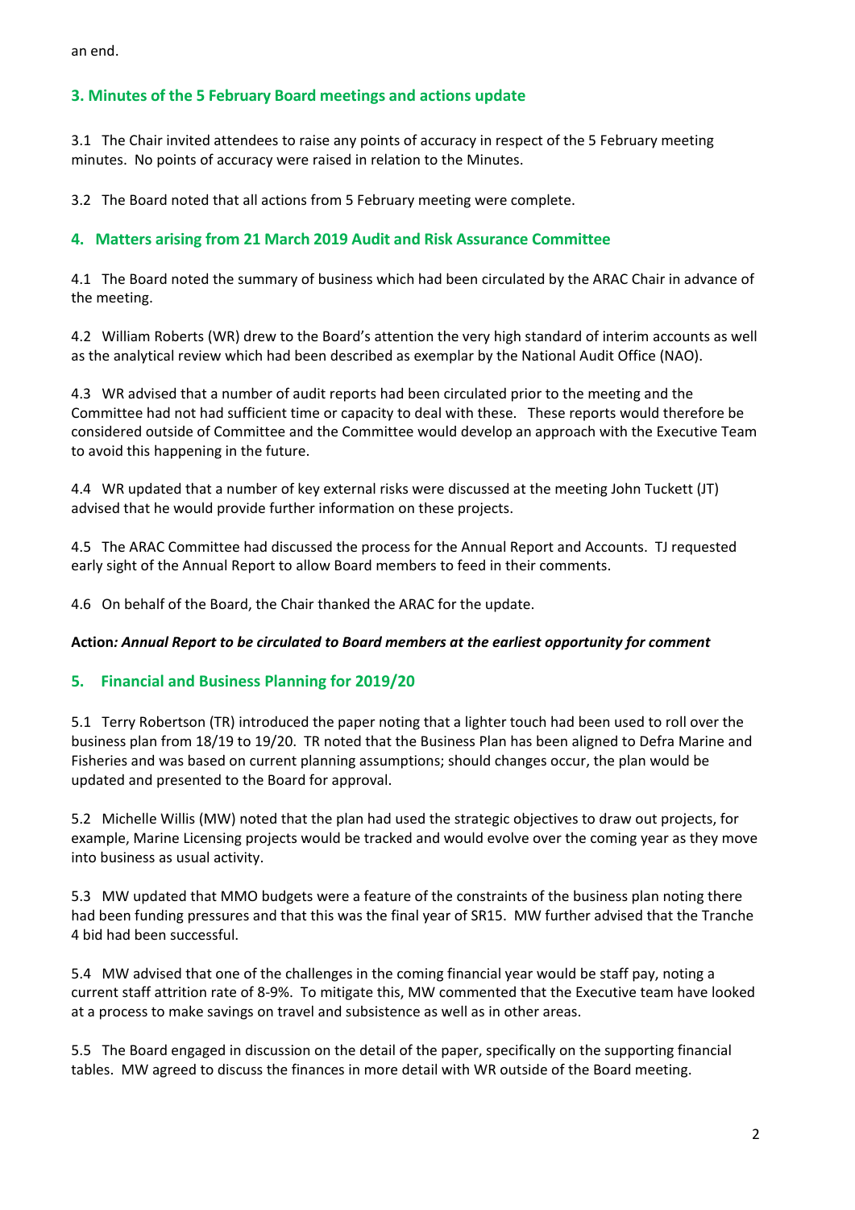an end.

## 3. Minutes of the 5 February Board meetings and actions update

3.1 The Chair invited attendees to raise any points of accuracy in respect of the 5 February meeting minutes. No points of accuracy were raised in relation to the Minutes.

3.2 The Board noted that all actions from 5 February meeting were complete.

## 4. Matters arising from 21 March 2019 Audit and Risk Assurance Committee

4.1 The Board noted the summary of business which had been circulated by the ARAC Chair in advance of the meeting.

4.2 William Roberts (WR) drew to the Board's attention the very high standard of interim accounts as well as the analytical review which had been described as exemplar by the National Audit Office (NAO).

4.3 WR advised that a number of audit reports had been circulated prior to the meeting and the Committee had not had sufficient time or capacity to deal with these. These reports would therefore be considered outside of Committee and the Committee would develop an approach with the Executive Team to avoid this happening in the future.

4.4 WR updated that a number of key external risks were discussed at the meeting John Tuckett (JT) advised that he would provide further information on these projects.

4.5 The ARAC Committee had discussed the process for the Annual Report and Accounts. TJ requested early sight of the Annual Report to allow Board members to feed in their comments.

4.6 On behalf of the Board, the Chair thanked the ARAC for the update.

**Action*: Annual Report to be circulated to Board members at the earliest opportunity for comment***

## 5. Financial and Business Planning for 2019/20

5.1 Terry Robertson (TR) introduced the paper noting that a lighter touch had been used to roll over the business plan from 18/19 to 19/20. TR noted that the Business Plan has been aligned to Defra Marine and Fisheries and was based on current planning assumptions; should changes occur, the plan would be updated and presented to the Board for approval.

5.2 Michelle Willis (MW) noted that the plan had used the strategic objectives to draw out projects, for example, Marine Licensing projects would be tracked and would evolve over the coming year as they move into business as usual activity.

5.3 MW updated that MMO budgets were a feature of the constraints of the business plan noting there had been funding pressures and that this was the final year of SR15. MW further advised that the Tranche 4 bid had been successful.

5.4 MW advised that one of the challenges in the coming financial year would be staff pay, noting a current staff attrition rate of 8-9%. To mitigate this, MW commented that the Executive team have looked at a process to make savings on travel and subsistence as well as in other areas.

5.5 The Board engaged in discussion on the detail of the paper, specifically on the supporting financial tables. MW agreed to discuss the finances in more detail with WR outside of the Board meeting.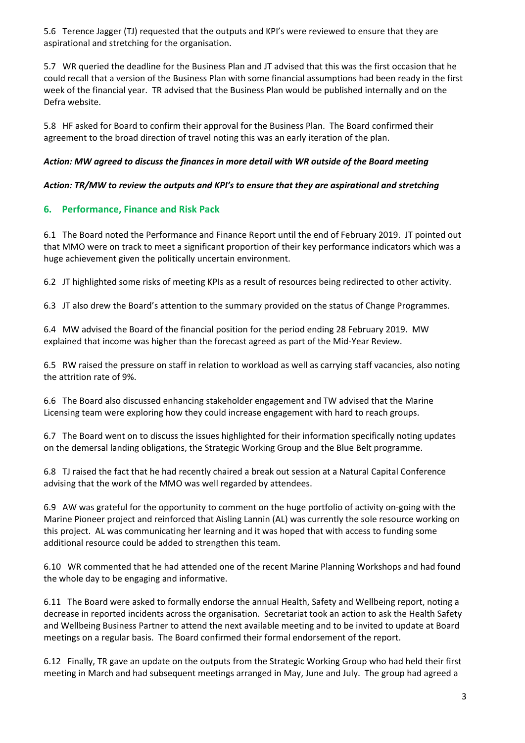5.6 Terence Jagger (TJ) requested that the outputs and KPI's were reviewed to ensure that they are aspirational and stretching for the organisation.

5.7 WR queried the deadline for the Business Plan and JT advised that this was the first occasion that he could recall that a version of the Business Plan with some financial assumptions had been ready in the first week of the financial year. TR advised that the Business Plan would be published internally and on the Defra website.

5.8 HF asked for Board to confirm their approval for the Business Plan. The Board confirmed their agreement to the broad direction of travel noting this was an early iteration of the plan.

***Action: MW agreed to discuss the finances in more detail with WR outside of the Board meeting***

***Action: TR/MW to review the outputs and KPI's to ensure that they are aspirational and stretching***

## 6. Performance, Finance and Risk Pack

6.1 The Board noted the Performance and Finance Report until the end of February 2019. JT pointed out that MMO were on track to meet a significant proportion of their key performance indicators which was a huge achievement given the politically uncertain environment.

6.2 JT highlighted some risks of meeting KPIs as a result of resources being redirected to other activity.

6.3 JT also drew the Board's attention to the summary provided on the status of Change Programmes.

6.4 MW advised the Board of the financial position for the period ending 28 February 2019. MW explained that income was higher than the forecast agreed as part of the Mid-Year Review.

6.5 RW raised the pressure on staff in relation to workload as well as carrying staff vacancies, also noting the attrition rate of 9%.

6.6 The Board also discussed enhancing stakeholder engagement and TW advised that the Marine Licensing team were exploring how they could increase engagement with hard to reach groups.

6.7 The Board went on to discuss the issues highlighted for their information specifically noting updates on the demersal landing obligations, the Strategic Working Group and the Blue Belt programme.

6.8 TJ raised the fact that he had recently chaired a break out session at a Natural Capital Conference advising that the work of the MMO was well regarded by attendees.

6.9 AW was grateful for the opportunity to comment on the huge portfolio of activity on-going with the Marine Pioneer project and reinforced that Aisling Lannin (AL) was currently the sole resource working on this project. AL was communicating her learning and it was hoped that with access to funding some additional resource could be added to strengthen this team.

6.10 WR commented that he had attended one of the recent Marine Planning Workshops and had found the whole day to be engaging and informative.

6.11 The Board were asked to formally endorse the annual Health, Safety and Wellbeing report, noting a decrease in reported incidents across the organisation. Secretariat took an action to ask the Health Safety and Wellbeing Business Partner to attend the next available meeting and to be invited to update at Board meetings on a regular basis. The Board confirmed their formal endorsement of the report.

6.12 Finally, TR gave an update on the outputs from the Strategic Working Group who had held their first meeting in March and had subsequent meetings arranged in May, June and July. The group had agreed a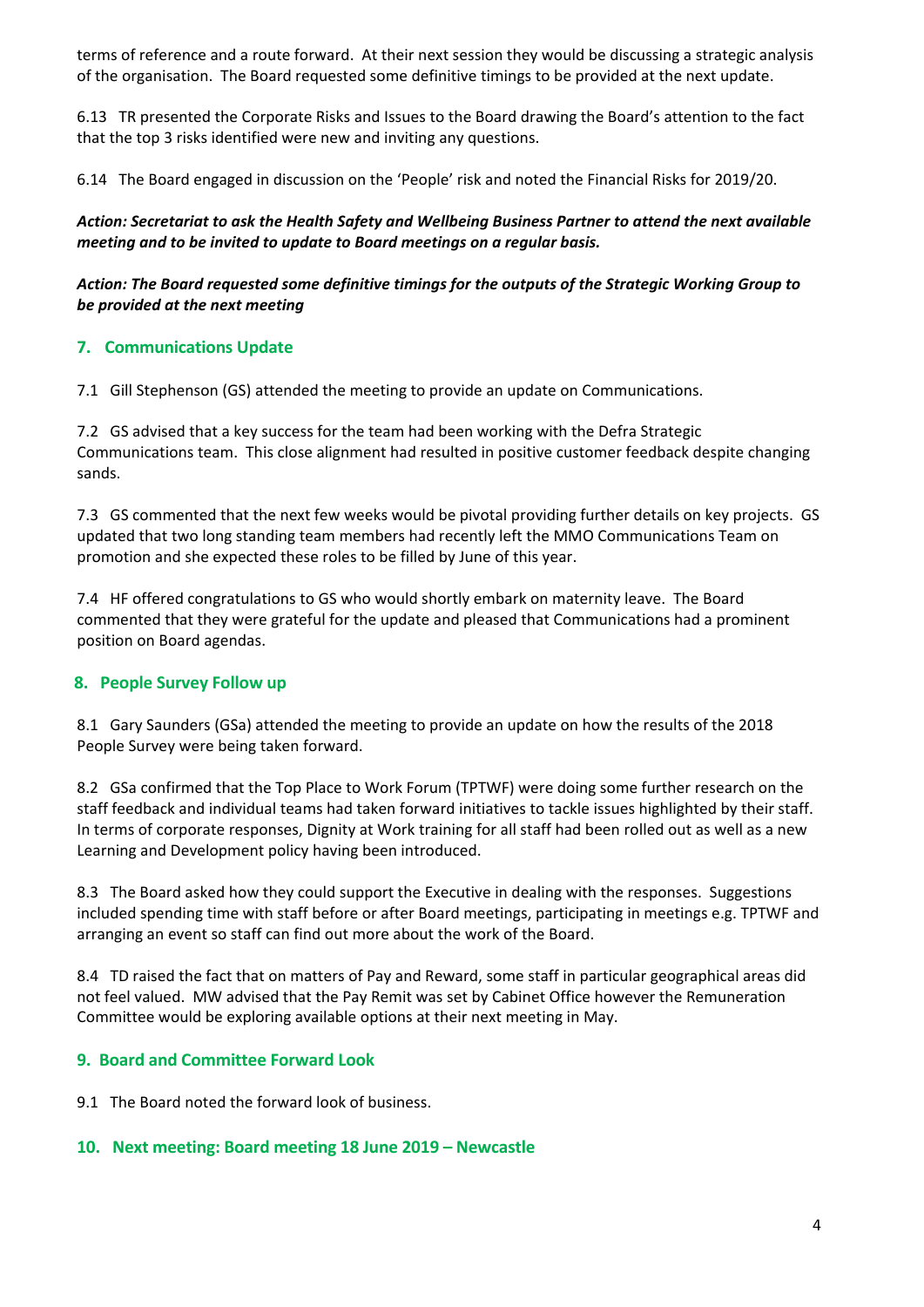terms of reference and a route forward. At their next session they would be discussing a strategic analysis of the organisation. The Board requested some definitive timings to be provided at the next update.

6.13 TR presented the Corporate Risks and Issues to the Board drawing the Board's attention to the fact that the top 3 risks identified were new and inviting any questions.

6.14 The Board engaged in discussion on the 'People' risk and noted the Financial Risks for 2019/20.

***Action: Secretariat to ask the Health Safety and Wellbeing Business Partner to attend the next available meeting and to be invited to update to Board meetings on a regular basis.***

***Action: The Board requested some definitive timings for the outputs of the Strategic Working Group to be provided at the next meeting***

## 7. Communications Update

7.1 Gill Stephenson (GS) attended the meeting to provide an update on Communications.

7.2 GS advised that a key success for the team had been working with the Defra Strategic Communications team. This close alignment had resulted in positive customer feedback despite changing sands.

7.3 GS commented that the next few weeks would be pivotal providing further details on key projects. GS updated that two long standing team members had recently left the MMO Communications Team on promotion and she expected these roles to be filled by June of this year.

7.4 HF offered congratulations to GS who would shortly embark on maternity leave. The Board commented that they were grateful for the update and pleased that Communications had a prominent position on Board agendas.

## 8. People Survey Follow up

8.1 Gary Saunders (GSa) attended the meeting to provide an update on how the results of the 2018 People Survey were being taken forward.

8.2 GSa confirmed that the Top Place to Work Forum (TPTWF) were doing some further research on the staff feedback and individual teams had taken forward initiatives to tackle issues highlighted by their staff. In terms of corporate responses, Dignity at Work training for all staff had been rolled out as well as a new Learning and Development policy having been introduced.

8.3 The Board asked how they could support the Executive in dealing with the responses. Suggestions included spending time with staff before or after Board meetings, participating in meetings e.g. TPTWF and arranging an event so staff can find out more about the work of the Board.

8.4 TD raised the fact that on matters of Pay and Reward, some staff in particular geographical areas did not feel valued. MW advised that the Pay Remit was set by Cabinet Office however the Remuneration Committee would be exploring available options at their next meeting in May.

## 9. Board and Committee Forward Look

9.1 The Board noted the forward look of business.

## 10. Next meeting: Board meeting 18 June 2019 – Newcastle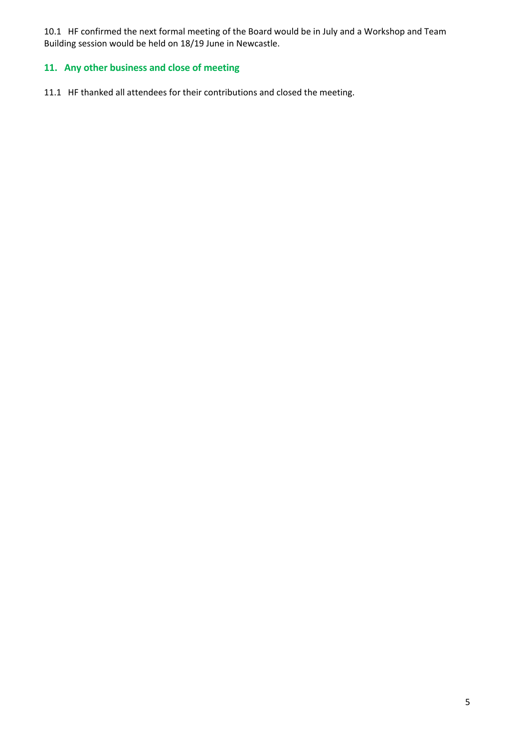10.1 HF confirmed the next formal meeting of the Board would be in July and a Workshop and Team Building session would be held on 18/19 June in Newcastle.

## 11. Any other business and close of meeting

11.1 HF thanked all attendees for their contributions and closed the meeting.